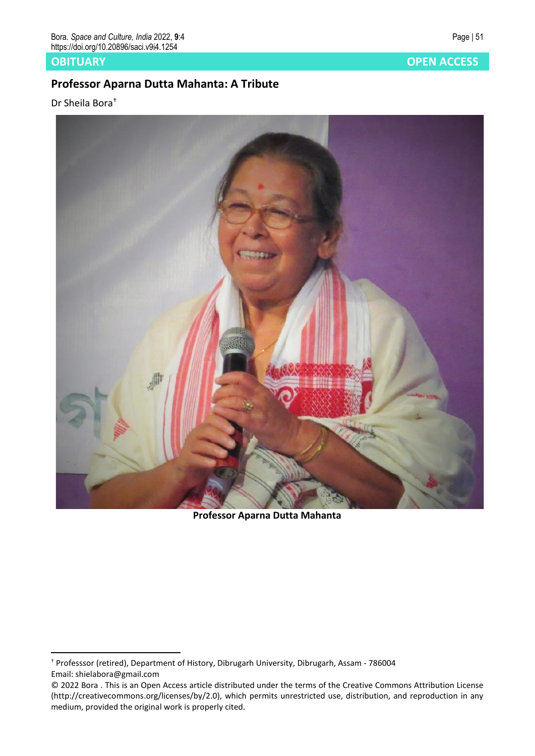OBITUARY

OPEN ACCESS

# Professor Aparna Dutta Mahanta: A Tribute

Dr Sheila Bora[†]

Professor Aparna Dutta Mahanta

---

[†] Professsor (retired), Department of History, Dibrugarh University, Dibrugarh, Assam - 786004
Email: shielabora@gmail.com

© 2022 Bora . This is an Open Access article distributed under the terms of the Creative Commons Attribution License (http://creativecommons.org/licenses/by/2.0), which permits unrestricted use, distribution, and reproduction in any medium, provided the original work is properly cited.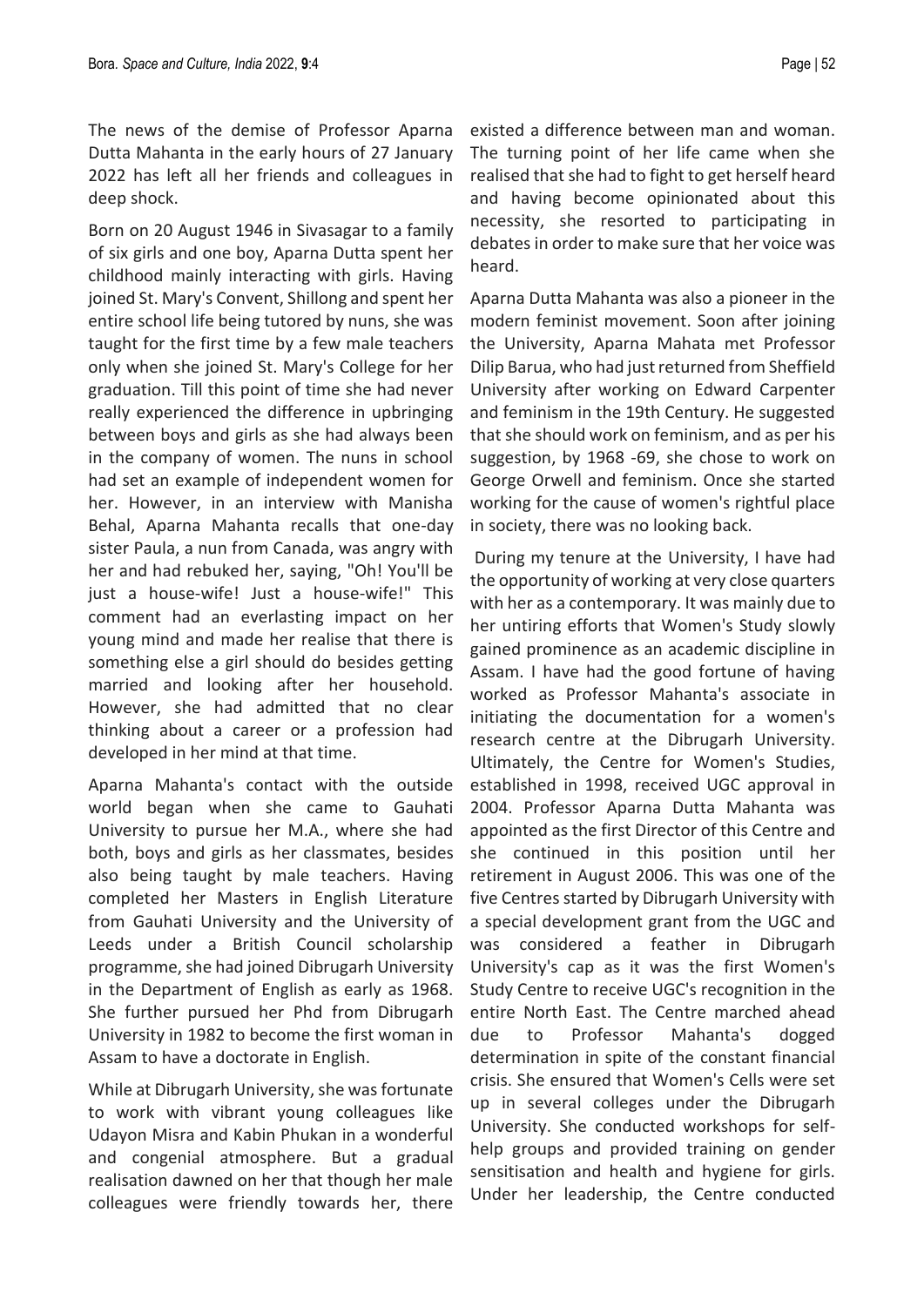The news of the demise of Professor Aparna Dutta Mahanta in the early hours of 27 January 2022 has left all her friends and colleagues in deep shock.

Born on 20 August 1946 in Sivasagar to a family of six girls and one boy, Aparna Dutta spent her childhood mainly interacting with girls. Having joined St. Mary's Convent, Shillong and spent her entire school life being tutored by nuns, she was taught for the first time by a few male teachers only when she joined St. Mary's College for her graduation. Till this point of time she had never really experienced the difference in upbringing between boys and girls as she had always been in the company of women. The nuns in school had set an example of independent women for her. However, in an interview with Manisha Behal, Aparna Mahanta recalls that one-day sister Paula, a nun from Canada, was angry with her and had rebuked her, saying, "Oh! You'll be just a house-wife! Just a house-wife!" This comment had an everlasting impact on her young mind and made her realise that there is something else a girl should do besides getting married and looking after her household. However, she had admitted that no clear thinking about a career or a profession had developed in her mind at that time.

Aparna Mahanta's contact with the outside world began when she came to Gauhati University to pursue her M.A., where she had both, boys and girls as her classmates, besides also being taught by male teachers. Having completed her Masters in English Literature from Gauhati University and the University of Leeds under a British Council scholarship programme, she had joined Dibrugarh University in the Department of English as early as 1968. She further pursued her Phd from Dibrugarh University in 1982 to become the first woman in Assam to have a doctorate in English.

While at Dibrugarh University, she was fortunate to work with vibrant young colleagues like Udayon Misra and Kabin Phukan in a wonderful and congenial atmosphere. But a gradual realisation dawned on her that though her male colleagues were friendly towards her, there existed a difference between man and woman. The turning point of her life came when she realised that she had to fight to get herself heard and having become opinionated about this necessity, she resorted to participating in debates in order to make sure that her voice was heard.

Aparna Dutta Mahanta was also a pioneer in the modern feminist movement. Soon after joining the University, Aparna Mahata met Professor Dilip Barua, who had just returned from Sheffield University after working on Edward Carpenter and feminism in the 19th Century. He suggested that she should work on feminism, and as per his suggestion, by 1968 -69, she chose to work on George Orwell and feminism. Once she started working for the cause of women's rightful place in society, there was no looking back.

During my tenure at the University, I have had the opportunity of working at very close quarters with her as a contemporary. It was mainly due to her untiring efforts that Women's Study slowly gained prominence as an academic discipline in Assam. I have had the good fortune of having worked as Professor Mahanta's associate in initiating the documentation for a women's research centre at the Dibrugarh University. Ultimately, the Centre for Women's Studies, established in 1998, received UGC approval in 2004. Professor Aparna Dutta Mahanta was appointed as the first Director of this Centre and she continued in this position until her retirement in August 2006. This was one of the five Centres started by Dibrugarh University with a special development grant from the UGC and was considered a feather in Dibrugarh University's cap as it was the first Women's Study Centre to receive UGC's recognition in the entire North East. The Centre marched ahead due to Professor Mahanta's dogged determination in spite of the constant financial crisis. She ensured that Women's Cells were set up in several colleges under the Dibrugarh University. She conducted workshops for self-help groups and provided training on gender sensitisation and health and hygiene for girls. Under her leadership, the Centre conducted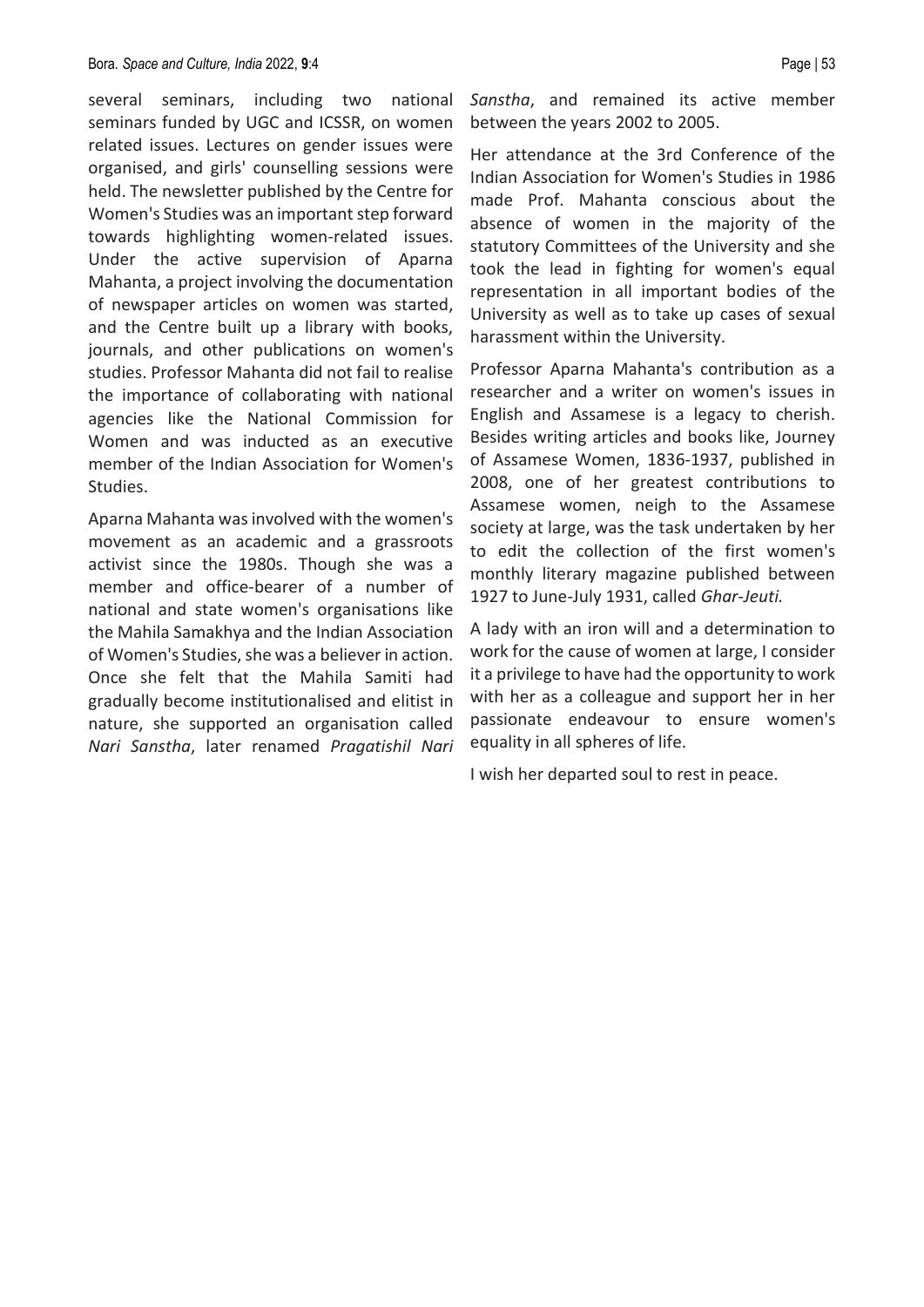several seminars, including two national seminars funded by UGC and ICSSR, on women related issues. Lectures on gender issues were organised, and girls' counselling sessions were held. The newsletter published by the Centre for Women's Studies was an important step forward towards highlighting women-related issues. Under the active supervision of Aparna Mahanta, a project involving the documentation of newspaper articles on women was started, and the Centre built up a library with books, journals, and other publications on women's studies. Professor Mahanta did not fail to realise the importance of collaborating with national agencies like the National Commission for Women and was inducted as an executive member of the Indian Association for Women's Studies.

Aparna Mahanta was involved with the women's movement as an academic and a grassroots activist since the 1980s. Though she was a member and office-bearer of a number of national and state women's organisations like the Mahila Samakhya and the Indian Association of Women's Studies, she was a believer in action. Once she felt that the Mahila Samiti had gradually become institutionalised and elitist in nature, she supported an organisation called *Nari Sanstha*, later renamed *Pragatishil Nari Sanstha*, and remained its active member between the years 2002 to 2005.

Her attendance at the 3rd Conference of the Indian Association for Women's Studies in 1986 made Prof. Mahanta conscious about the absence of women in the majority of the statutory Committees of the University and she took the lead in fighting for women's equal representation in all important bodies of the University as well as to take up cases of sexual harassment within the University.

Professor Aparna Mahanta's contribution as a researcher and a writer on women's issues in English and Assamese is a legacy to cherish. Besides writing articles and books like, Journey of Assamese Women, 1836-1937, published in 2008, one of her greatest contributions to Assamese women, neigh to the Assamese society at large, was the task undertaken by her to edit the collection of the first women's monthly literary magazine published between 1927 to June-July 1931, called *Ghar-Jeuti.*

A lady with an iron will and a determination to work for the cause of women at large, I consider it a privilege to have had the opportunity to work with her as a colleague and support her in her passionate endeavour to ensure women's equality in all spheres of life.

I wish her departed soul to rest in peace.